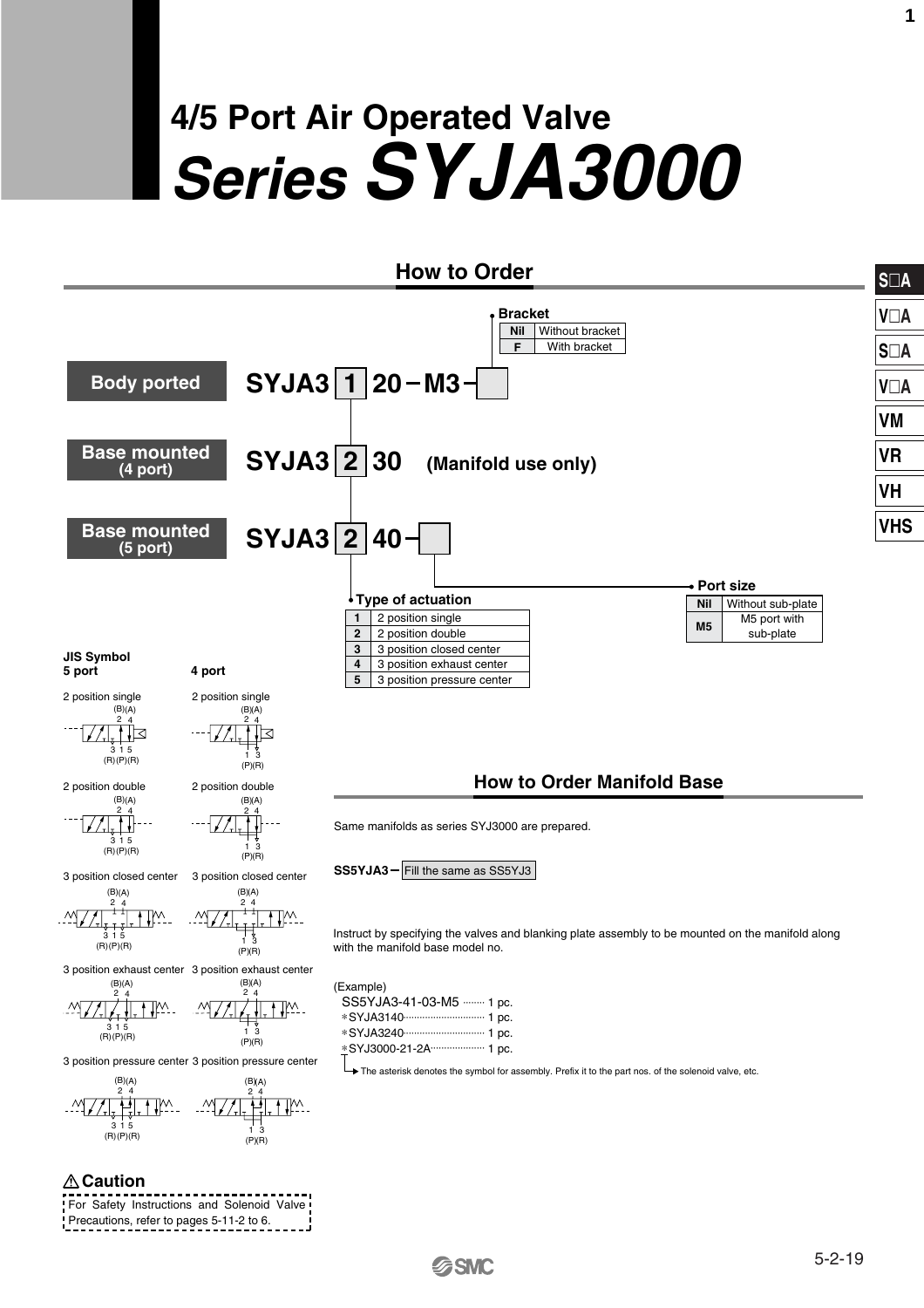# 4/5 Port Air Operated Valve

# *Series SYJA3000*

## How to Order

**Body ported** SYJA3 [1] 20 – M3 – [ ]

**Base mounted (4 port)** SYJA3 [2] 30 (Manifold use only)

**Base mounted (5 port)** SYJA3 [2] 40 – [ ]

**Bracket**

| Nil | Without bracket |
|---|---|
| F | With bracket |

**Type of actuation**

| 1 | 2 position single |
|---|---|
| 2 | 2 position double |
| 3 | 3 position closed center |
| 4 | 3 position exhaust center |
| 5 | 3 position pressure center |

**Port size**

| Nil | Without sub-plate |
|---|---|
| M5 | M5 port with sub-plate |

**JIS Symbol**

| 5 port | 4 port |
|---|---|
| 2 position single | 2 position single |
| 2 position double | 2 position double |
| 3 position closed center | 3 position closed center |
| 3 position exhaust center | 3 position exhaust center |
| 3 position pressure center | 3 position pressure center |

## How to Order Manifold Base

Same manifolds as series SYJ3000 are prepared.

SS5YJA3 – Fill the same as SS5YJ3

Instruct by specifying the valves and blanking plate assembly to be mounted on the manifold along with the manifold base model no.

(Example)

SS5YJA3-41-03-M5 ········ 1 pc.
*SYJA3140································ 1 pc.
*SYJA3240································ 1 pc.
*SYJ3000-21-2A····················· 1 pc.

The asterisk denotes the symbol for assembly. Prefix it to the part nos. of the solenoid valve, etc.

**⚠ Caution**

For Safety Instructions and Solenoid Valve Precautions, refer to pages 5-11-2 to 6.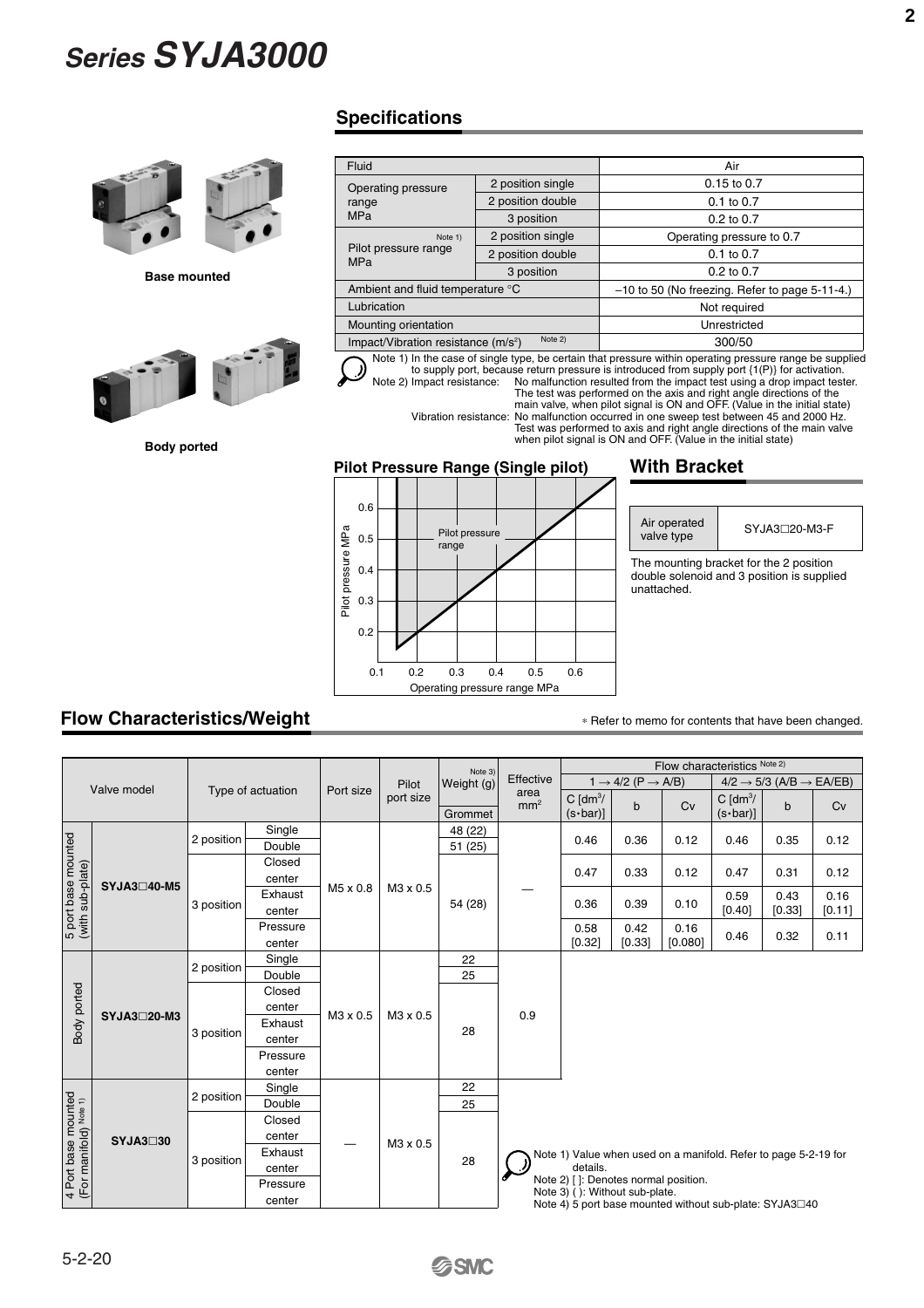# Series SYJA3000

Base mounted

Body ported

## Specifications

| Fluid | | Air |
|---|---|---|
| Operating pressure range MPa | 2 position single | 0.15 to 0.7 |
| | 2 position double | 0.1 to 0.7 |
| | 3 position | 0.2 to 0.7 |
| Pilot pressure range MPa Note 1) | 2 position single | Operating pressure to 0.7 |
| | 2 position double | 0.1 to 0.7 |
| | 3 position | 0.2 to 0.7 |
| Ambient and fluid temperature °C | | –10 to 50 (No freezing. Refer to page 5-11-4.) |
| Lubrication | | Not required |
| Mounting orientation | | Unrestricted |
| Impact/Vibration resistance (m/s²) Note 2) | | 300/50 |

Note 1) In the case of single type, be certain that pressure within operating pressure range be supplied to supply port, because return pressure is introduced from supply port {1(P)} for activation.
Note 2) Impact resistance: No malfunction resulted from the impact test using a drop impact tester. The test was performed on the axis and right angle directions of the main valve, when pilot signal is ON and OFF. (Value in the initial state)
Vibration resistance: No malfunction occurred in one sweep test between 45 and 2000 Hz. Test was performed to axis and right angle directions of the main valve when pilot signal is ON and OFF. (Value in the initial state)

### Pilot Pressure Range (Single pilot)

Pilot pressure MPa (0.2–0.6) vs. Operating pressure range MPa (0.1–0.6); shaded area: Pilot pressure range

## With Bracket

| Air operated valve type | SYJA3□20-M3-F |
|---|---|

The mounting bracket for the 2 position double solenoid and 3 position is supplied unattached.

## Flow Characteristics/Weight

* Refer to memo for contents that have been changed.

| Valve model | | Type of actuation | | Port size | Pilot port size | Weight (g) Note 3) | Effective area mm² | Flow characteristics Note 2) | | | | | |
|---|---|---|---|---|---|---|---|---|---|---|---|---|---|
| | | | | | | | | 1 → 4/2 (P → A/B) | | | 4/2 → 5/3 (A/B → EA/EB) | | |
| | | | | | | Grommet | | C [dm³/(s•bar)] | b | Cv | C [dm³/(s•bar)] | b | Cv |
| 5 port base mounted (with sub-plate) | SYJA3□40-M5 | 2 position | Single | M5 x 0.8 | M3 x 0.5 | 48 (22) | — | 0.46 | 0.36 | 0.12 | 0.46 | 0.35 | 0.12 |
| | | | Double | | | 51 (25) | | | | | | | |
| | | 3 position | Closed center | | | 54 (28) | | 0.47 | 0.33 | 0.12 | 0.47 | 0.31 | 0.12 |
| | | | Exhaust center | | | | | 0.36 | 0.39 | 0.10 | 0.59 [0.40] | 0.43 [0.33] | 0.16 [0.11] |
| | | | Pressure center | | | | | 0.58 [0.32] | 0.42 [0.33] | 0.16 [0.080] | 0.46 | 0.32 | 0.11 |
| Body ported | SYJA3□20-M3 | 2 position | Single | M3 x 0.5 | M3 x 0.5 | 22 | 0.9 | | | | | | |
| | | | Double | | | 25 | | | | | | | |
| | | 3 position | Closed center | | | 28 | | | | | | | |
| | | | Exhaust center | | | | | | | | | | |
| | | | Pressure center | | | | | | | | | | |
| 4 Port base mounted (For manifold) Note 1) | SYJA3□30 | 2 position | Single | — | M3 x 0.5 | 22 | | | | | | | |
| | | | Double | | | 25 | | | | | | | |
| | | 3 position | Closed center | | | 28 | | | | | | | |
| | | | Exhaust center | | | | | | | | | | |
| | | | Pressure center | | | | | | | | | | |

Note 1) Value when used on a manifold. Refer to page 5-2-19 for details.
Note 2) [ ]: Denotes normal position.
Note 3) ( ): Without sub-plate.
Note 4) 5 port base mounted without sub-plate: SYJA3□40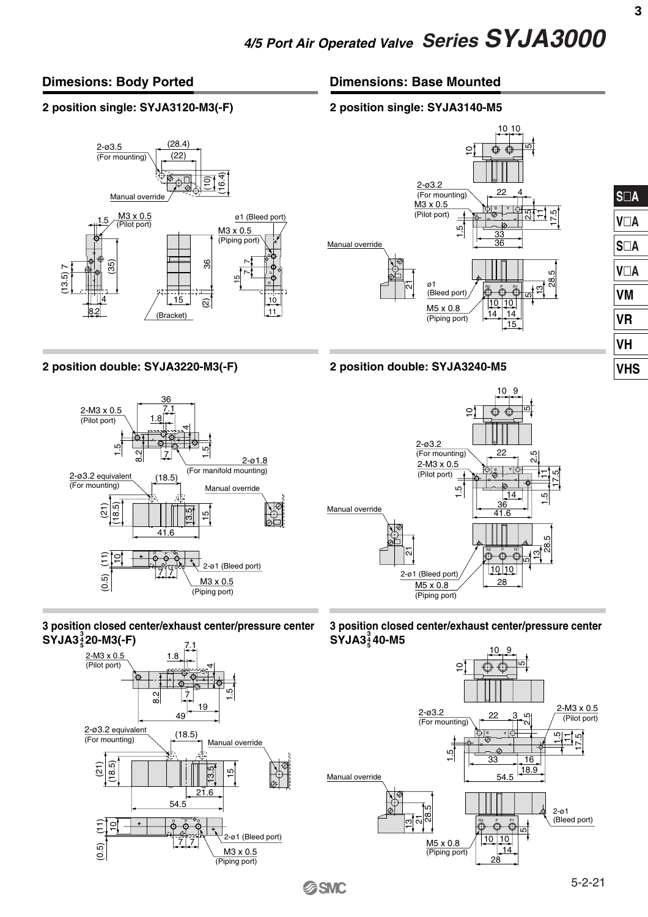# 4/5 Port Air Operated Valve Series SYJA3000

## Dimesions: Body Ported

### 2 position single: SYJA3120-M3(-F)

2-ø3.5 (For mounting)

(28.4)

(22)

(10)

(16.4)

Manual override

1.5

M3 x 0.5 (Pilot port)

ø1 (Bleed port)

M3 x 0.5 (Piping port)

(13.5) 7

(35)

36

7

7

15

4

8.2

15

(2)

(Bracket)

10

11

### 2 position double: SYJA3220-M3(-F)

36

7.1

2-M3 x 0.5 (Pilot port)

1.8

4

1.5

8.2

7

1.5

2-ø1.8 (For manifold mounting)

2-ø3.2 equivalent (For mounting)

(18.5)

Manual override

(21)

(18.5)

13.5

15

41.6

(11)

10

2-ø1 (Bleed port)

7 7

(0.5)

M3 x 0.5 (Piping port)

### 3 position closed center/exhaust center/pressure center SYJA3$^{3}_{\frac{4}{5}}$20-M3(-F)

2-M3 x 0.5 (Pilot port)

7.1

1.8

4

8.2

7

1.5

19

49

2-ø3.2 equivalent (For mounting)

(18.5)

Manual override

(21)

(18.5)

13.5

15

21.6

54.5

(11)

10

2-ø1 (Bleed port)

7 7

(0.5)

M3 x 0.5 (Piping port)

## Dimensions: Base Mounted

### 2 position single: SYJA3140-M5

10 10

10

5

2-ø3.2 (For mounting)

22

4

M3 x 0.5 (Pilot port)

2.5

11

17.5

1.5

33

36

Manual override

ø1 (Bleed port)

21

28.5

13

5

M5 x 0.8 (Piping port)

10 10

14 14

15

### 2 position double: SYJA3240-M5

10 9

10

5

2-ø3.2 (For mounting)

22

2.5

2-M3 x 0.5 (Pilot port)

11

17.5

1.5

14

1.5

36

41.6

Manual override

21

28.5

13

5

2-ø1 (Bleed port)

10 10

M5 x 0.8 (Piping port)

28

### 3 position closed center/exhaust center/pressure center SYJA3$^{3}_{\frac{4}{5}}$40-M5

10 9

10

5

2-ø3.2 (For mounting)

22

3

2.5

2-M3 x 0.5 (Pilot port)

1.5

11

17.5

1.5

33

16

18.9

54.5

Manual override

13

21

28.5

2-ø1 (Bleed port)

5

M5 x 0.8 (Piping port)

10 10

14

28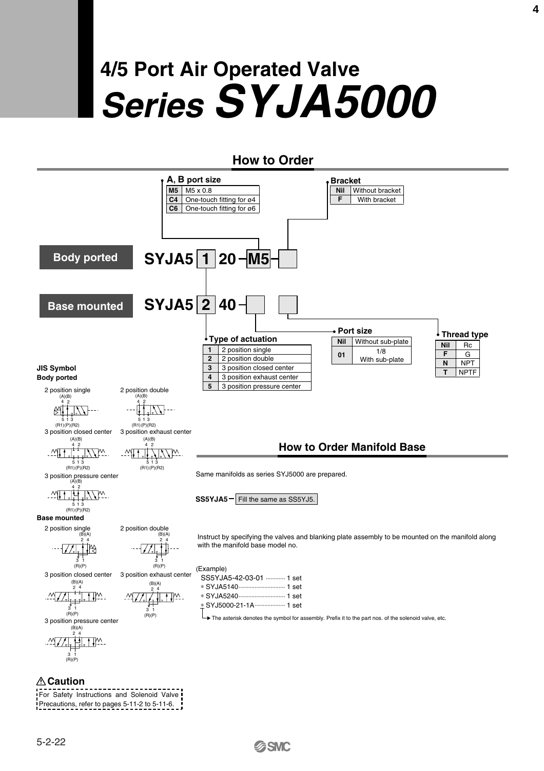# 4/5 Port Air Operated Valve
# *Series SYJA5000*

## How to Order

**Body ported**

SYJA5 [1] 20 – [M5] – [ ]

**Base mounted**

SYJA5 [2] 40 – [ ] [ ]

**A, B port size**

| | |
|---|---|
| M5 | M5 x 0.8 |
| C4 | One-touch fitting for ø4 |
| C6 | One-touch fitting for ø6 |

**Bracket**

| | |
|---|---|
| Nil | Without bracket |
| F | With bracket |

**Type of actuation**

| | |
|---|---|
| 1 | 2 position single |
| 2 | 2 position double |
| 3 | 3 position closed center |
| 4 | 3 position exhaust center |
| 5 | 3 position pressure center |

**Port size**

| | |
|---|---|
| Nil | Without sub-plate |
| 01 | 1/8 With sub-plate |

**Thread type**

| | |
|---|---|
| Nil | Rc |
| F | G |
| N | NPT |
| T | NPTF |

**JIS Symbol**

**Body ported**

2 position single — 2 position double — 3 position closed center — 3 position exhaust center — 3 position pressure center

(A)(B) 4 2 / 5 1 3 (R1)(P)(R2)

**Base mounted**

2 position single — 2 position double — 3 position closed center — 3 position exhaust center — 3 position pressure center

(B)(A) 2 4 / 3 1 (R)(P)

## How to Order Manifold Base

Same manifolds as series SYJ5000 are prepared.

SS5YJA5 – [Fill the same as SS5YJ5.]

Instruct by specifying the valves and blanking plate assembly to be mounted on the manifold along with the manifold base model no.

(Example)

SS5YJA5-42-03-01 ............ 1 set
\* SYJA5140 .............................. 1 set
\* SYJA5240 .............................. 1 set
\* SYJ5000-21-1A .................. 1 set

The asterisk denotes the symbol for assembly. Prefix it to the part nos. of the solenoid valve, etc.

### ⚠ Caution

For Safety Instructions and Solenoid Valve Precautions, refer to pages 5-11-2 to 5-11-6.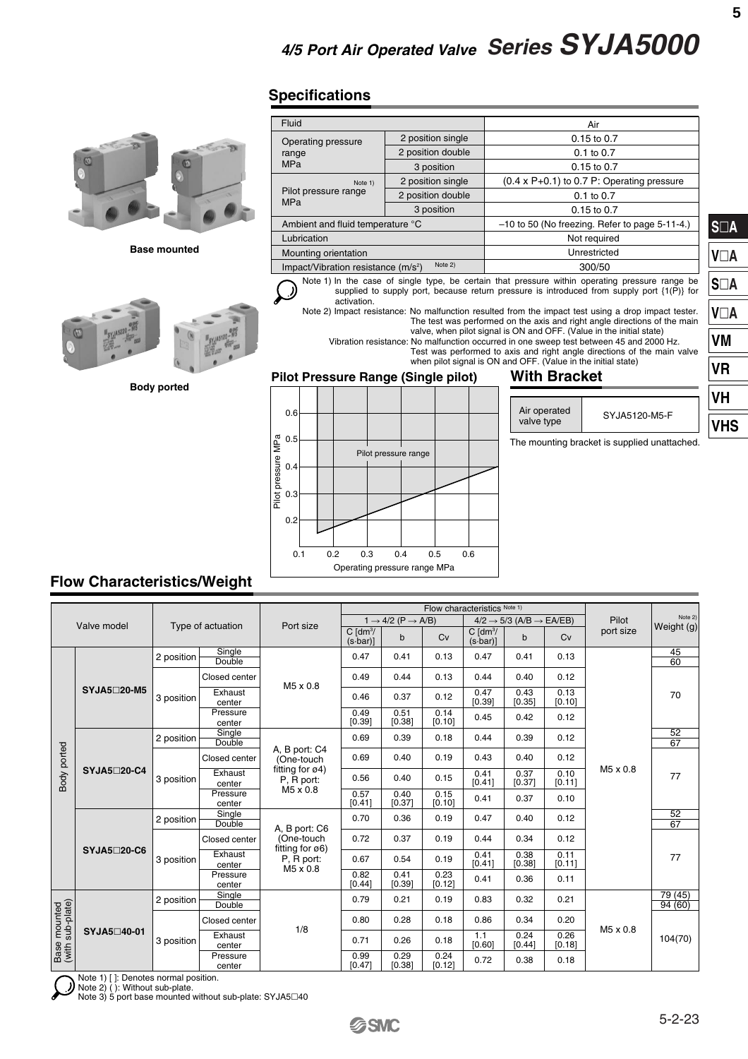# 4/5 Port Air Operated Valve Series SYJA5000

Base mounted

Body ported

## Specifications

| Fluid | | Air |
|---|---|---|
| Operating pressure range MPa | 2 position single | 0.15 to 0.7 |
| | 2 position double | 0.1 to 0.7 |
| | 3 position | 0.15 to 0.7 |
| Pilot pressure range MPa Note 1) | 2 position single | (0.4 x P+0.1) to 0.7 P: Operating pressure |
| | 2 position double | 0.1 to 0.7 |
| | 3 position | 0.15 to 0.7 |
| Ambient and fluid temperature °C | | –10 to 50 (No freezing. Refer to page 5-11-4.) |
| Lubrication | | Not required |
| Mounting orientation | | Unrestricted |
| Impact/Vibration resistance ($m/s^2$) Note 2) | | 300/50 |

Note 1) In the case of single type, be certain that pressure within operating pressure range be supplied to supply port, because return pressure is introduced from supply port {1(P)} for activation.

Note 2) Impact resistance: No malfunction resulted from the impact test using a drop impact tester. The test was performed on the axis and right angle directions of the main valve, when pilot signal is ON and OFF. (Value in the initial state)

Vibration resistance: No malfunction occurred in one sweep test between 45 and 2000 Hz. Test was performed to axis and right angle directions of the main valve when pilot signal is ON and OFF. (Value in the initial state)

### Pilot Pressure Range (Single pilot)

Pilot pressure range

Pilot pressure MPa

Operating pressure range MPa

### With Bracket

| Air operated valve type | SYJA5120-M5-F |
|---|---|

The mounting bracket is supplied unattached.

S□A | V□A | S□A | V□A | VM | VR | VH | VHS

## Flow Characteristics/Weight

| | Valve model | Type of actuation | | Port size | Flow characteristics Note 1) 1 → 4/2 (P → A/B) C [$dm^3$/(s·bar)] | b | Cv | 4/2 → 5/3 (A/B → EA/EB) C [$dm^3$/(s·bar)] | b | Cv | Pilot port size | Weight (g) Note 2) |
|---|---|---|---|---|---|---|---|---|---|---|---|---|
| Body ported | SYJA5□20-M5 | 2 position | Single | M5 x 0.8 | 0.47 | 0.41 | 0.13 | 0.47 | 0.41 | 0.13 | M5 x 0.8 | 45 |
| | | | Double | | | | | | | | | 60 |
| | | 3 position | Closed center | | 0.49 | 0.44 | 0.13 | 0.44 | 0.40 | 0.12 | | 70 |
| | | | Exhaust center | | 0.46 | 0.37 | 0.12 | 0.47 [0.39] | 0.43 [0.35] | 0.13 [0.10] | | |
| | | | Pressure center | | 0.49 [0.39] | 0.51 [0.38] | 0.14 [0.10] | 0.45 | 0.42 | 0.12 | | |
| | SYJA5□20-C4 | 2 position | Single | A, B port: C4 (One-touch fitting for ø4) P, R port: M5 x 0.8 | 0.69 | 0.39 | 0.18 | 0.44 | 0.39 | 0.12 | | 52 |
| | | | Double | | | | | | | | | 67 |
| | | 3 position | Closed center | | 0.69 | 0.40 | 0.19 | 0.43 | 0.40 | 0.12 | | 77 |
| | | | Exhaust center | | 0.56 | 0.40 | 0.15 | 0.41 [0.41] | 0.37 [0.37] | 0.10 [0.11] | | |
| | | | Pressure center | | 0.57 [0.41] | 0.40 [0.37] | 0.15 [0.10] | 0.41 | 0.37 | 0.10 | | |
| | SYJA5□20-C6 | 2 position | Single | A, B port: C6 (One-touch fitting for ø6) P, R port: M5 x 0.8 | 0.70 | 0.36 | 0.19 | 0.47 | 0.40 | 0.12 | | 52 |
| | | | Double | | | | | | | | | 67 |
| | | 3 position | Closed center | | 0.72 | 0.37 | 0.19 | 0.44 | 0.34 | 0.12 | | 77 |
| | | | Exhaust center | | 0.67 | 0.54 | 0.19 | 0.41 [0.41] | 0.38 [0.38] | 0.11 [0.11] | | |
| | | | Pressure center | | 0.82 [0.44] | 0.41 [0.39] | 0.23 [0.12] | 0.41 | 0.36 | 0.11 | | |
| Base mounted (with sub-plate) | SYJA5□40-01 | 2 position | Single | 1/8 | 0.79 | 0.21 | 0.19 | 0.83 | 0.32 | 0.21 | M5 x 0.8 | 79 (45) |
| | | | Double | | | | | | | | | 94 (60) |
| | | 3 position | Closed center | | 0.80 | 0.28 | 0.18 | 0.86 | 0.34 | 0.20 | | 104(70) |
| | | | Exhaust center | | 0.71 | 0.26 | 0.18 | 1.1 [0.60] | 0.24 [0.44] | 0.26 [0.18] | | |
| | | | Pressure center | | 0.99 [0.47] | 0.29 [0.38] | 0.24 [0.12] | 0.72 | 0.38 | 0.18 | | |

Note 1) [ ]: Denotes normal position.
Note 2) ( ): Without sub-plate.
Note 3) 5 port base mounted without sub-plate: SYJA5□40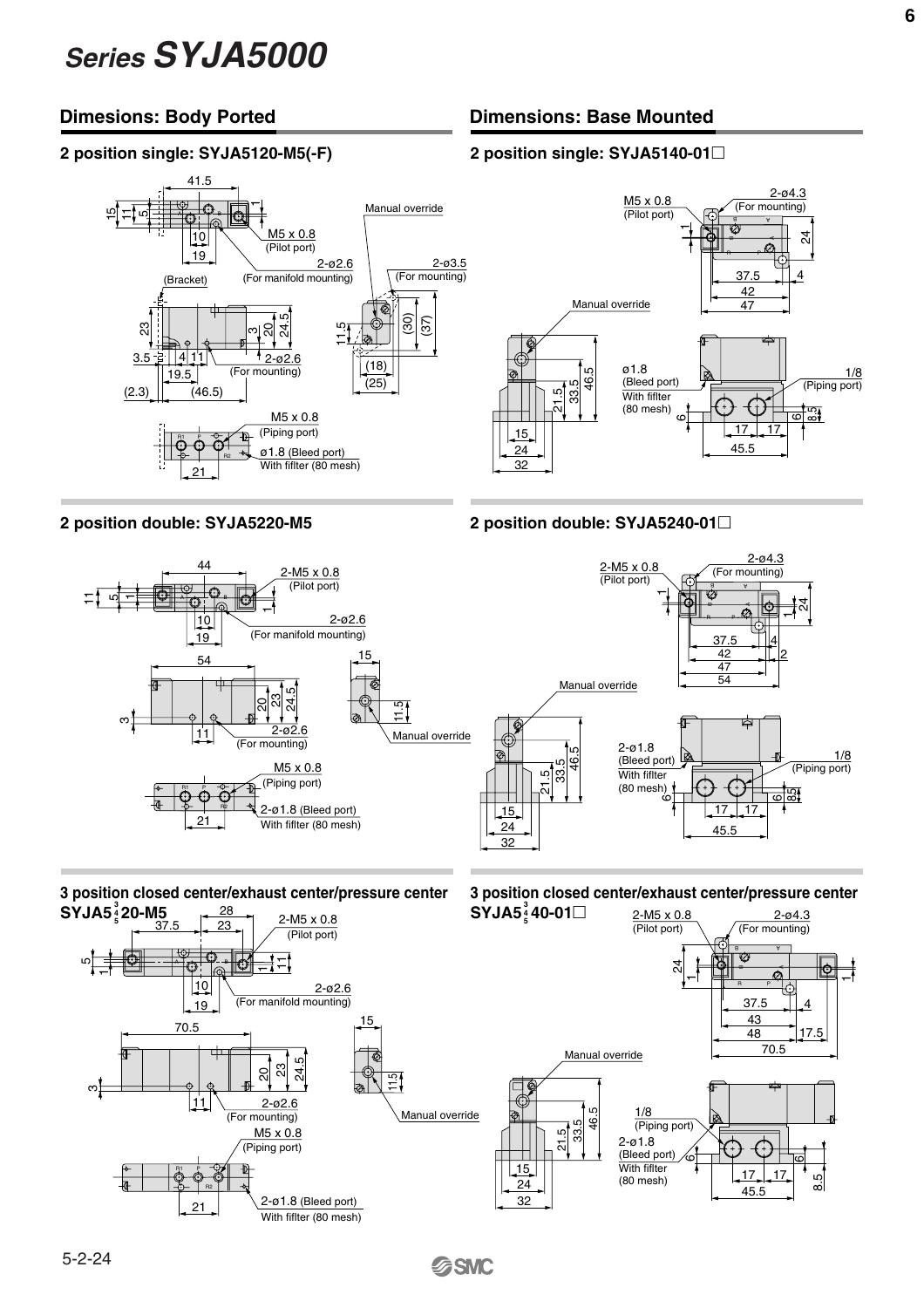# Series SYJA5000

## Dimesions: Body Ported

### 2 position single: SYJA5120-M5(-F)

41.5
15
11
5
1
10
19
M5 x 0.8
(Pilot port)
Manual override
2-ø2.6
(For manifold mounting)
2-ø3.5
(For mounting)
(Bracket)
23
3
20
24.5
11.5
(30)
(37)
3.5
4
11
19.5
2-ø2.6
(For mounting)
(18)
(25)
(2.3)
(46.5)
M5 x 0.8
(Piping port)
ø1.8 (Bleed port)
With fifilter (80 mesh)
21

### 2 position double: SYJA5220-M5

44
2-M5 x 0.8
(Pilot port)
11
5
1
1
10
19
2-ø2.6
(For manifold mounting)
54
15
3
20
23
24.5
11.5
11
2-ø2.6
(For mounting)
Manual override
M5 x 0.8
(Piping port)
2-ø1.8 (Bleed port)
With fifilter (80 mesh)
21

### 3 position closed center/exhaust center/pressure center SYJA5$^{3}_{4}{}_{5}$20-M5

37.5
28
23
2-M5 x 0.8
(Pilot port)
5
1
1
1
10
19
2-ø2.6
(For manifold mounting)
70.5
15
3
20
23
24.5
11.5
11
2-ø2.6
(For mounting)
Manual override
M5 x 0.8
(Piping port)
2-ø1.8 (Bleed port)
With fifilter (80 mesh)
21

## Dimensions: Base Mounted

### 2 position single: SYJA5140-01□

M5 x 0.8
(Pilot port)
2-ø4.3
(For mounting)
1
24
37.5
4
42
47
Manual override
ø1.8
(Bleed port)
With fifilter
(80 mesh)
1/8
(Piping port)
46.5
33.5
21.5
6
6
8.5
15
24
32
17
17
45.5

### 2 position double: SYJA5240-01□

2-M5 x 0.8
(Pilot port)
2-ø4.3
(For mounting)
1
1
24
37.5
4
42
2
47
54
Manual override
2-ø1.8
(Bleed port)
With fifilter
(80 mesh)
1/8
(Piping port)
46.5
33.5
21.5
6
6
8.5
15
24
32
17
17
45.5

### 3 position closed center/exhaust center/pressure center SYJA5$^{3}_{4}{}_{5}$40-01□

2-M5 x 0.8
(Pilot port)
2-ø4.3
(For mounting)
24
1
1
37.5
4
43
48
17.5
70.5
Manual override
1/8
(Piping port)
2-ø1.8
(Bleed port)
With fifilter
(80 mesh)
46.5
33.5
21.5
6
6
8.5
15
24
32
17
17
45.5

5-2-24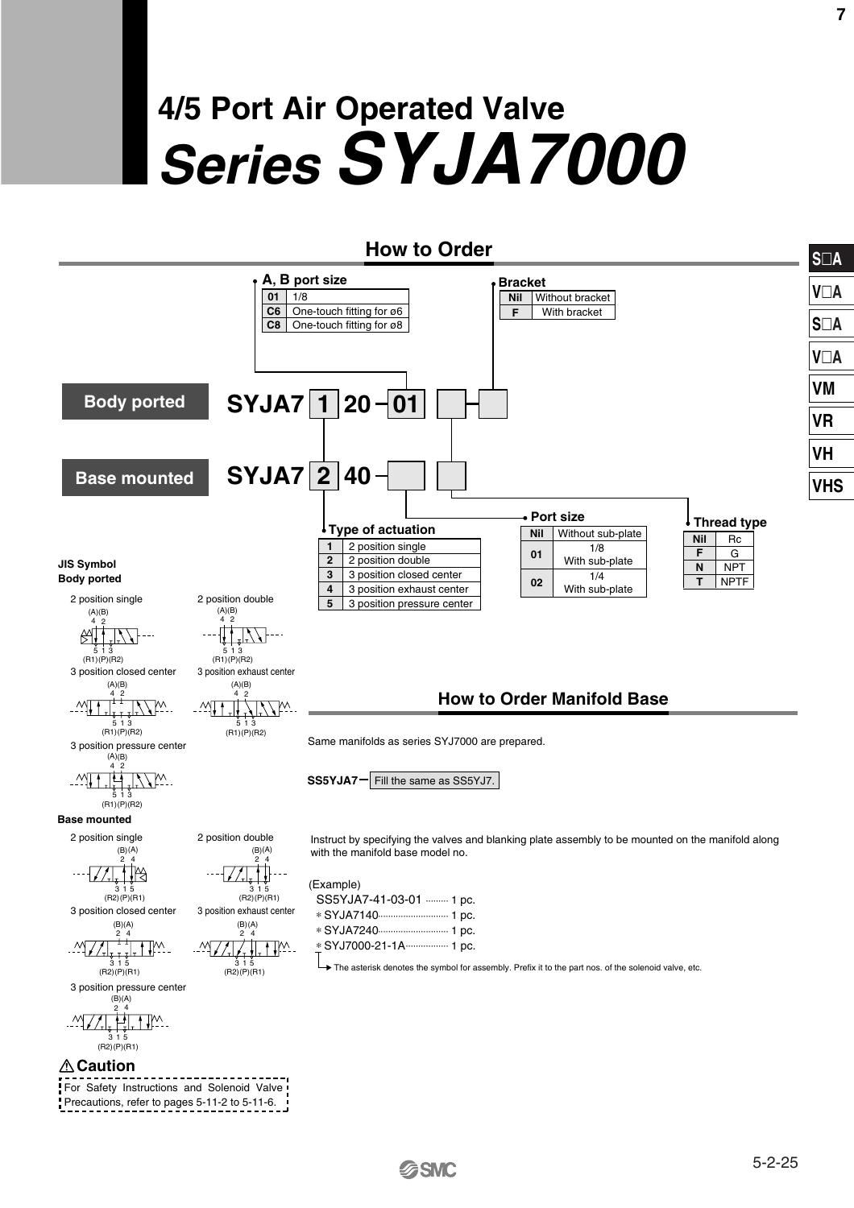# 4/5 Port Air Operated Valve
# *Series SYJA7000*

## How to Order

**Body ported**

SYJA7 [1] 20 – [01] [ ] [ ]

**Base mounted**

SYJA7 [2] 40 – [ ] [ ]

**A, B port size**

| | |
|---|---|
| 01 | 1/8 |
| C6 | One-touch fitting for ø6 |
| C8 | One-touch fitting for ø8 |

**Bracket**

| | |
|---|---|
| Nil | Without bracket |
| F | With bracket |

**Type of actuation**

| | |
|---|---|
| 1 | 2 position single |
| 2 | 2 position double |
| 3 | 3 position closed center |
| 4 | 3 position exhaust center |
| 5 | 3 position pressure center |

**Port size**

| | |
|---|---|
| Nil | Without sub-plate |
| 01 | 1/8 With sub-plate |
| 02 | 1/4 With sub-plate |

**Thread type**

| | |
|---|---|
| Nil | Rc |
| F | G |
| N | NPT |
| T | NPTF |

**JIS Symbol**

**Body ported**

2 position single — (A)(B) 4 2 / 5 1 3 (R1)(P)(R2)

2 position double — (A)(B) 4 2 / 5 1 3 (R1)(P)(R2)

3 position closed center — (A)(B) 4 2 / 5 1 3 (R1)(P)(R2)

3 position exhaust center — (A)(B) 4 2 / 5 1 3 (R1)(P)(R2)

3 position pressure center — (A)(B) 4 2 / 5 1 3 (R1)(P)(R2)

**Base mounted**

2 position single — (B)(A) 2 4 / 3 1 5 (R2)(P)(R1)

2 position double — (B)(A) 2 4 / 3 1 5 (R2)(P)(R1)

3 position closed center — (B)(A) 2 4 / 3 1 5 (R2)(P)(R1)

3 position exhaust center — (B)(A) 2 4 / 3 1 5 (R2)(P)(R1)

3 position pressure center — (B)(A) 2 4 / 3 1 5 (R2)(P)(R1)

## How to Order Manifold Base

Same manifolds as series SYJ7000 are prepared.

**SS5YJA7** – Fill the same as SS5YJ7.

Instruct by specifying the valves and blanking plate assembly to be mounted on the manifold along with the manifold base model no.

(Example)

SS5YJA7-41-03-01 ......... 1 pc.
* SYJA7140 ............................ 1 pc.
* SYJA7240 ............................ 1 pc.
* SYJ7000-21-1A ................. 1 pc.

The asterisk denotes the symbol for assembly. Prefix it to the part nos. of the solenoid valve, etc.

**⚠ Caution**

For Safety Instructions and Solenoid Valve Precautions, refer to pages 5-11-2 to 5-11-6.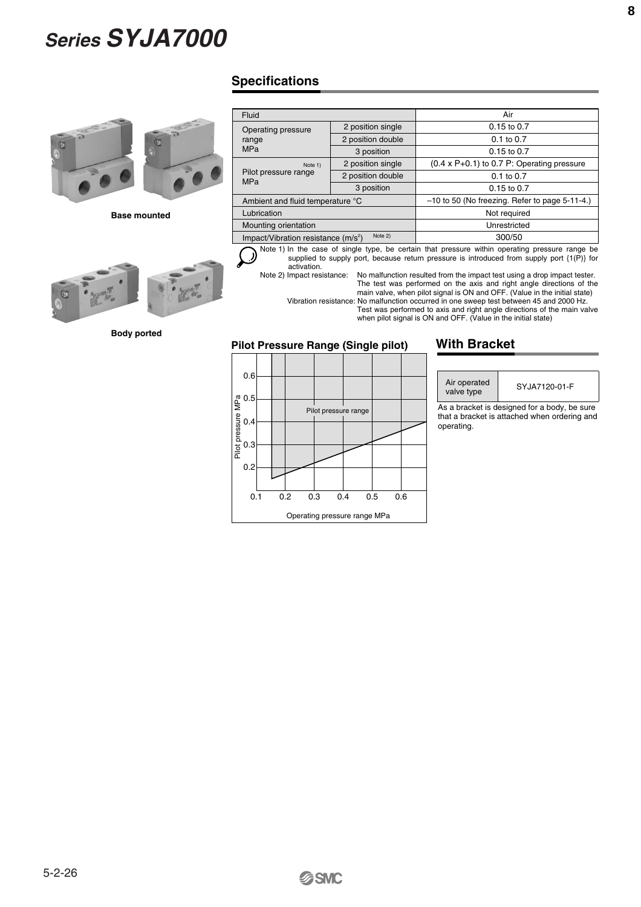# Series SYJA7000

Base mounted

Body ported

## Specifications

| Fluid | | Air |
|---|---|---|
| Operating pressure range MPa | 2 position single | 0.15 to 0.7 |
| | 2 position double | 0.1 to 0.7 |
| | 3 position | 0.15 to 0.7 |
| Pilot pressure range MPa Note 1) | 2 position single | (0.4 x P+0.1) to 0.7 P: Operating pressure |
| | 2 position double | 0.1 to 0.7 |
| | 3 position | 0.15 to 0.7 |
| Ambient and fluid temperature °C | | –10 to 50 (No freezing. Refer to page 5-11-4.) |
| Lubrication | | Not required |
| Mounting orientation | | Unrestricted |
| Impact/Vibration resistance ($m/s^2$) Note 2) | | 300/50 |

Note 1) In the case of single type, be certain that pressure within operating pressure range be supplied to supply port, because return pressure is introduced from supply port {1(P)} for activation.

Note 2) Impact resistance: No malfunction resulted from the impact test using a drop impact tester. The test was performed on the axis and right angle directions of the main valve, when pilot signal is ON and OFF. (Value in the initial state)

Vibration resistance: No malfunction occurred in one sweep test between 45 and 2000 Hz. Test was performed to axis and right angle directions of the main valve when pilot signal is ON and OFF. (Value in the initial state)

### Pilot Pressure Range (Single pilot)

Pilot pressure range

Pilot pressure MPa: 0.2, 0.3, 0.4, 0.5, 0.6

Operating pressure range MPa: 0.1, 0.2, 0.3, 0.4, 0.5, 0.6

## With Bracket

| Air operated valve type | SYJA7120-01-F |
|---|---|

As a bracket is designed for a body, be sure that a bracket is attached when ordering and operating.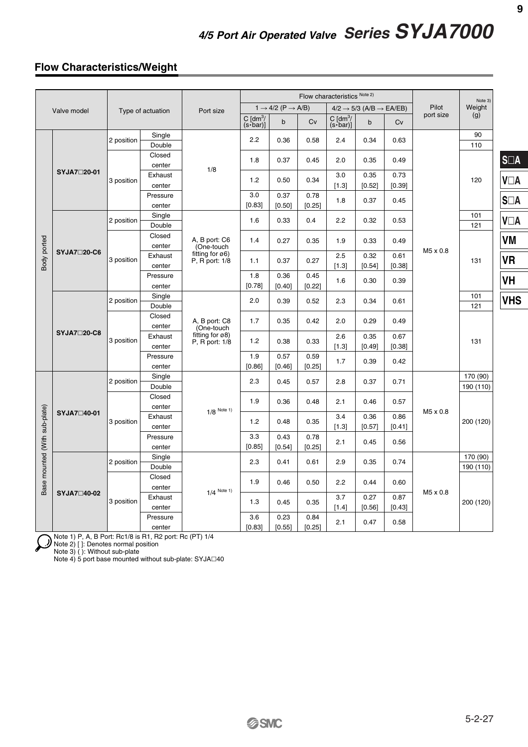# 4/5 Port Air Operated Valve Series SYJA7000

## Flow Characteristics/Weight

| | Valve model | Type of actuation | | Port size | Flow characteristics Note 2) | | | | | | Pilot port size | Weight Note 3) (g) |
|---|---|---|---|---|---|---|---|---|---|---|---|---|
| | | | | | 1 → 4/2 (P → A/B) | | | 4/2 → 5/3 (A/B → EA/EB) | | | | |
| | | | | | C [dm³/(s·bar)] | b | Cv | C [dm³/(s·bar)] | b | Cv | | |
| Body ported | SYJA7□20-01 | 2 position | Single | 1/8 | 2.2 | 0.36 | 0.58 | 2.4 | 0.34 | 0.63 | M5 x 0.8 | 90 |
| | | | Double | | | | | | | | | 110 |
| | | 3 position | Closed center | | 1.8 | 0.37 | 0.45 | 2.0 | 0.35 | 0.49 | | 120 |
| | | | Exhaust center | | 1.2 | 0.50 | 0.34 | 3.0 [1.3] | 0.35 [0.52] | 0.73 [0.39] | | |
| | | | Pressure center | | 3.0 [0.83] | 0.37 [0.50] | 0.78 [0.25] | 1.8 | 0.37 | 0.45 | | |
| | SYJA7□20-C6 | 2 position | Single | A, B port: C6 (One-touch fitting for ø6) P, R port: 1/8 | 1.6 | 0.33 | 0.4 | 2.2 | 0.32 | 0.53 | | 101 |
| | | | Double | | | | | | | | | 121 |
| | | 3 position | Closed center | | 1.4 | 0.27 | 0.35 | 1.9 | 0.33 | 0.49 | | 131 |
| | | | Exhaust center | | 1.1 | 0.37 | 0.27 | 2.5 [1.3] | 0.32 [0.54] | 0.61 [0.38] | | |
| | | | Pressure center | | 1.8 [0.78] | 0.36 [0.40] | 0.45 [0.22] | 1.6 | 0.30 | 0.39 | | |
| | SYJA7□20-C8 | 2 position | Single | A, B port: C8 (One-touch fitting for ø8) P, R port: 1/8 | 2.0 | 0.39 | 0.52 | 2.3 | 0.34 | 0.61 | | 101 |
| | | | Double | | | | | | | | | 121 |
| | | 3 position | Closed center | | 1.7 | 0.35 | 0.42 | 2.0 | 0.29 | 0.49 | | 131 |
| | | | Exhaust center | | 1.2 | 0.38 | 0.33 | 2.6 [1.3] | 0.35 [0.49] | 0.67 [0.38] | | |
| | | | Pressure center | | 1.9 [0.86] | 0.57 [0.46] | 0.59 [0.25] | 1.7 | 0.39 | 0.42 | | |
| Base mounted (With sub-plate) | SYJA7□40-01 | 2 position | Single | 1/8 Note 1) | 2.3 | 0.45 | 0.57 | 2.8 | 0.37 | 0.71 | M5 x 0.8 | 170 (90) |
| | | | Double | | | | | | | | | 190 (110) |
| | | 3 position | Closed center | | 1.9 | 0.36 | 0.48 | 2.1 | 0.46 | 0.57 | | 200 (120) |
| | | | Exhaust center | | 1.2 | 0.48 | 0.35 | 3.4 [1.3] | 0.36 [0.57] | 0.86 [0.41] | | |
| | | | Pressure center | | 3.3 [0.85] | 0.43 [0.54] | 0.78 [0.25] | 2.1 | 0.45 | 0.56 | | |
| | SYJA7□40-02 | 2 position | Single | 1/4 Note 1) | 2.3 | 0.41 | 0.61 | 2.9 | 0.35 | 0.74 | M5 x 0.8 | 170 (90) |
| | | | Double | | | | | | | | | 190 (110) |
| | | 3 position | Closed center | | 1.9 | 0.46 | 0.50 | 2.2 | 0.44 | 0.60 | | 200 (120) |
| | | | Exhaust center | | 1.3 | 0.45 | 0.35 | 3.7 [1.4] | 0.27 [0.56] | 0.87 [0.43] | | |
| | | | Pressure center | | 3.6 [0.83] | 0.23 [0.55] | 0.84 [0.25] | 2.1 | 0.47 | 0.58 | | |

Note 1) P, A, B Port: Rc1/8 is R1, R2 port: Rc (PT) 1/4
Note 2) [ ]: Denotes normal position
Note 3) ( ): Without sub-plate
Note 4) 5 port base mounted without sub-plate: SYJA□40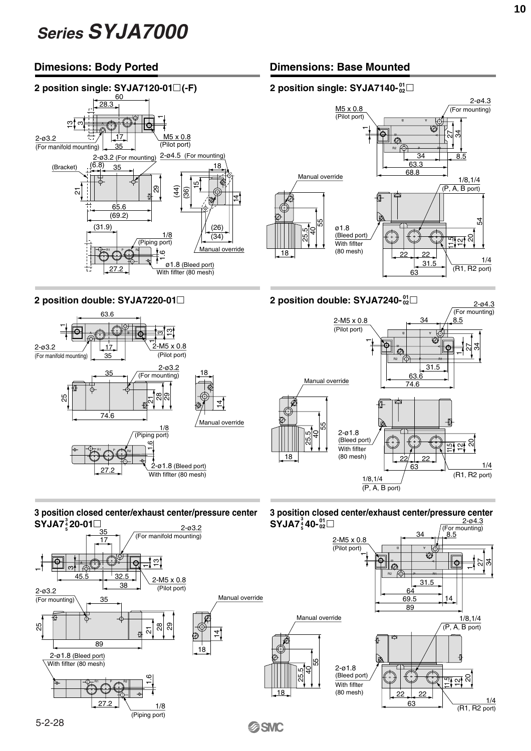# Series SYJA7000

## Dimesions: Body Ported

### 2 position single: SYJA7120-01□(-F)

60
28.3
13
3
1
2-ø3.2
(For manifold mounting)
17
35
M5 x 0.8
(Pilot port)
2-ø3.2 (For mounting)
2-ø4.5 (For mounting)
(Bracket)
(6.8)
35
18
21
29
(44)
(36)
15
14
65.6
(69.2)
(31.9)
(26)
(34)
1/8
(Piping port)
1.6
Manual override
27.2
ø1.8 (Bleed port)
With fifter (80 mesh)

### 2 position double: SYJA7220-01□

63.6
1
3
13
1
2-ø3.2
(For manifold mounting)
17
35
2-M5 x 0.8
(Pilot port)
35
2-ø3.2
(For mounting)
18
25
21
28
29
14
74.6
Manual override
1/8
(Piping port)
1.6
27.2
2-ø1.8 (Bleed port)
With fifter (80 mesh)

### 3 position closed center/exhaust center/pressure center SYJA7$^{3}_{4}_{5}$20-01□

35
17
2-ø3.2
(For manifold mounting)
1
1
13
45.5
32.5
38
2-M5 x 0.8
(Pilot port)
2-ø3.2
(For mounting)
35
Manual override
25
21
28
29
14
89
18
2-ø1.8 (Bleed port)
With fifter (80 mesh)
1.6
27.2
1/8
(Piping port)

## Dimensions: Base Mounted

### 2 position single: SYJA7140-$^{01}_{02}$□

2-ø4.3
(For mounting)
M5 x 0.8
(Pilot port)
1
27
34
34
8.5
63.3
68.8
Manual override
1/8,1/4
(P, A, B port)
55
54
25.5
40
ø1.8
(Bleed port)
With fifter (80 mesh)
11.5
12
20
18
22
22
31.5
1/4
63
(R1, R2 port)

### 2 position double: SYJA7240-$^{01}_{02}$□

2-ø4.3
(For mounting)
2-M5 x 0.8
(Pilot port)
34
8.5
1
1
27
34
31.5
63.6
74.6
Manual override
55
25.5
40
2-ø1.8
(Bleed port)
With fifter (80 mesh)
11.5
12
20
18
22
22
63
1/4
(R1, R2 port)
1/8,1/4
(P, A, B port)

### 3 position closed center/exhaust center/pressure center SYJA7$^{3}_{4}_{5}$40-$^{01}_{02}$□

2-ø4.3
(For mounting)
2-M5 x 0.8
(Pilot port)
34
8.5
1
1
27
34
31.5
64
69.5
14
89
Manual override
1/8,1/4
(P, A, B port)
55
25.5
40
2-ø1.8
(Bleed port)
With fifter (80 mesh)
11.5
12
20
18
22
22
63
1/4
(R1, R2 port)